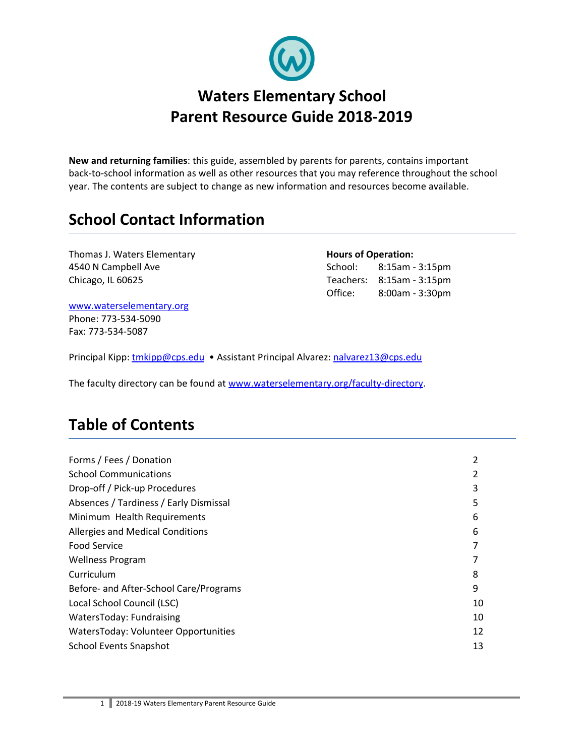# Waters Elementary School
# Parent Resource Guide 2018-2019

**New and returning families**: this guide, assembled by parents for parents, contains important back-to-school information as well as other resources that you may reference throughout the school year. The contents are subject to change as new information and resources become available.

## School Contact Information

Thomas J. Waters Elementary
4540 N Campbell Ave
Chicago, IL 60625

www.waterselementary.org
Phone: 773-534-5090
Fax: 773-534-5087

**Hours of Operation:**

| | |
|---|---|
| School: | 8:15am - 3:15pm |
| Teachers: | 8:15am - 3:15pm |
| Office: | 8:00am - 3:30pm |

Principal Kipp: tmkipp@cps.edu • Assistant Principal Alvarez: nalvarez13@cps.edu

The faculty directory can be found at www.waterselementary.org/faculty-directory.

## Table of Contents

| | |
|---|---|
| Forms / Fees / Donation | 2 |
| School Communications | 2 |
| Drop-off / Pick-up Procedures | 3 |
| Absences / Tardiness / Early Dismissal | 5 |
| Minimum Health Requirements | 6 |
| Allergies and Medical Conditions | 6 |
| Food Service | 7 |
| Wellness Program | 7 |
| Curriculum | 8 |
| Before- and After-School Care/Programs | 9 |
| Local School Council (LSC) | 10 |
| WatersToday: Fundraising | 10 |
| WatersToday: Volunteer Opportunities | 12 |
| School Events Snapshot | 13 |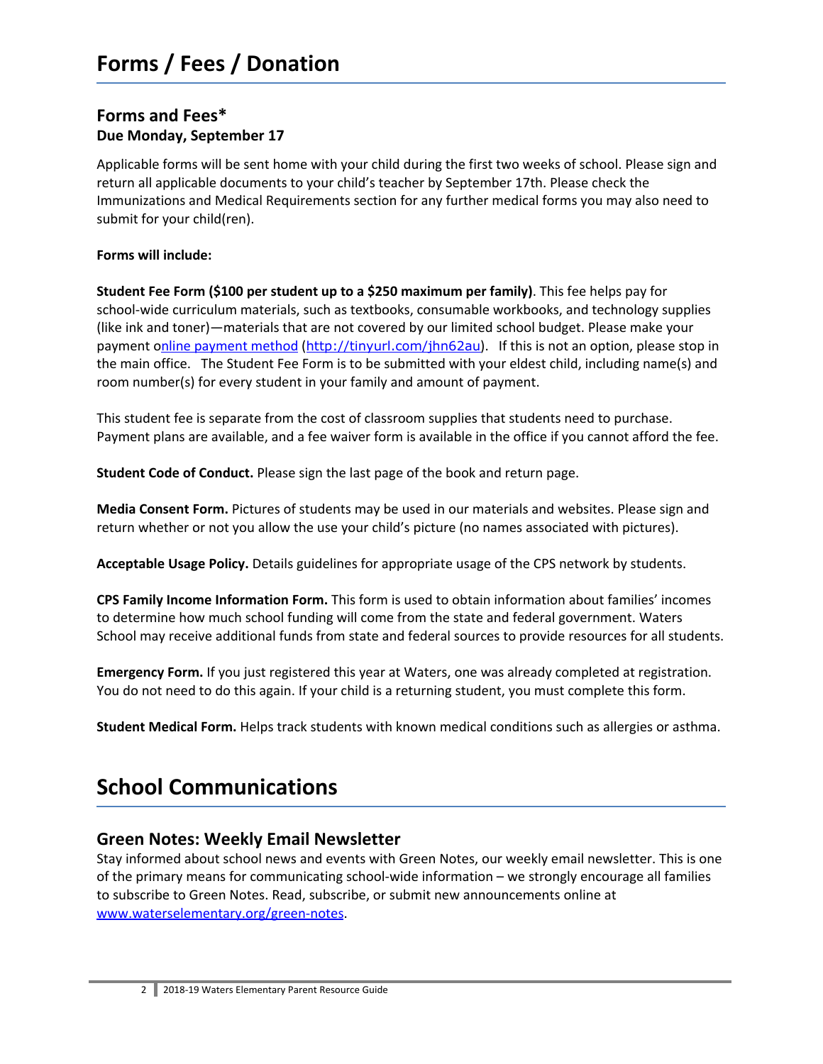# Forms / Fees / Donation

## Forms and Fees*

### Due Monday, September 17

Applicable forms will be sent home with your child during the first two weeks of school. Please sign and return all applicable documents to your child's teacher by September 17th. Please check the Immunizations and Medical Requirements section for any further medical forms you may also need to submit for your child(ren).

**Forms will include:**

**Student Fee Form ($100 per student up to a $250 maximum per family)**. This fee helps pay for school-wide curriculum materials, such as textbooks, consumable workbooks, and technology supplies (like ink and toner)—materials that are not covered by our limited school budget. Please make your payment online payment method (http://tinyurl.com/jhn62au). If this is not an option, please stop in the main office. The Student Fee Form is to be submitted with your eldest child, including name(s) and room number(s) for every student in your family and amount of payment.

This student fee is separate from the cost of classroom supplies that students need to purchase. Payment plans are available, and a fee waiver form is available in the office if you cannot afford the fee.

**Student Code of Conduct.** Please sign the last page of the book and return page.

**Media Consent Form.** Pictures of students may be used in our materials and websites. Please sign and return whether or not you allow the use your child's picture (no names associated with pictures).

**Acceptable Usage Policy.** Details guidelines for appropriate usage of the CPS network by students.

**CPS Family Income Information Form.** This form is used to obtain information about families' incomes to determine how much school funding will come from the state and federal government. Waters School may receive additional funds from state and federal sources to provide resources for all students.

**Emergency Form.** If you just registered this year at Waters, one was already completed at registration. You do not need to do this again. If your child is a returning student, you must complete this form.

**Student Medical Form.** Helps track students with known medical conditions such as allergies or asthma.

# School Communications

## Green Notes: Weekly Email Newsletter

Stay informed about school news and events with Green Notes, our weekly email newsletter. This is one of the primary means for communicating school-wide information – we strongly encourage all families to subscribe to Green Notes. Read, subscribe, or submit new announcements online at www.waterselementary.org/green-notes.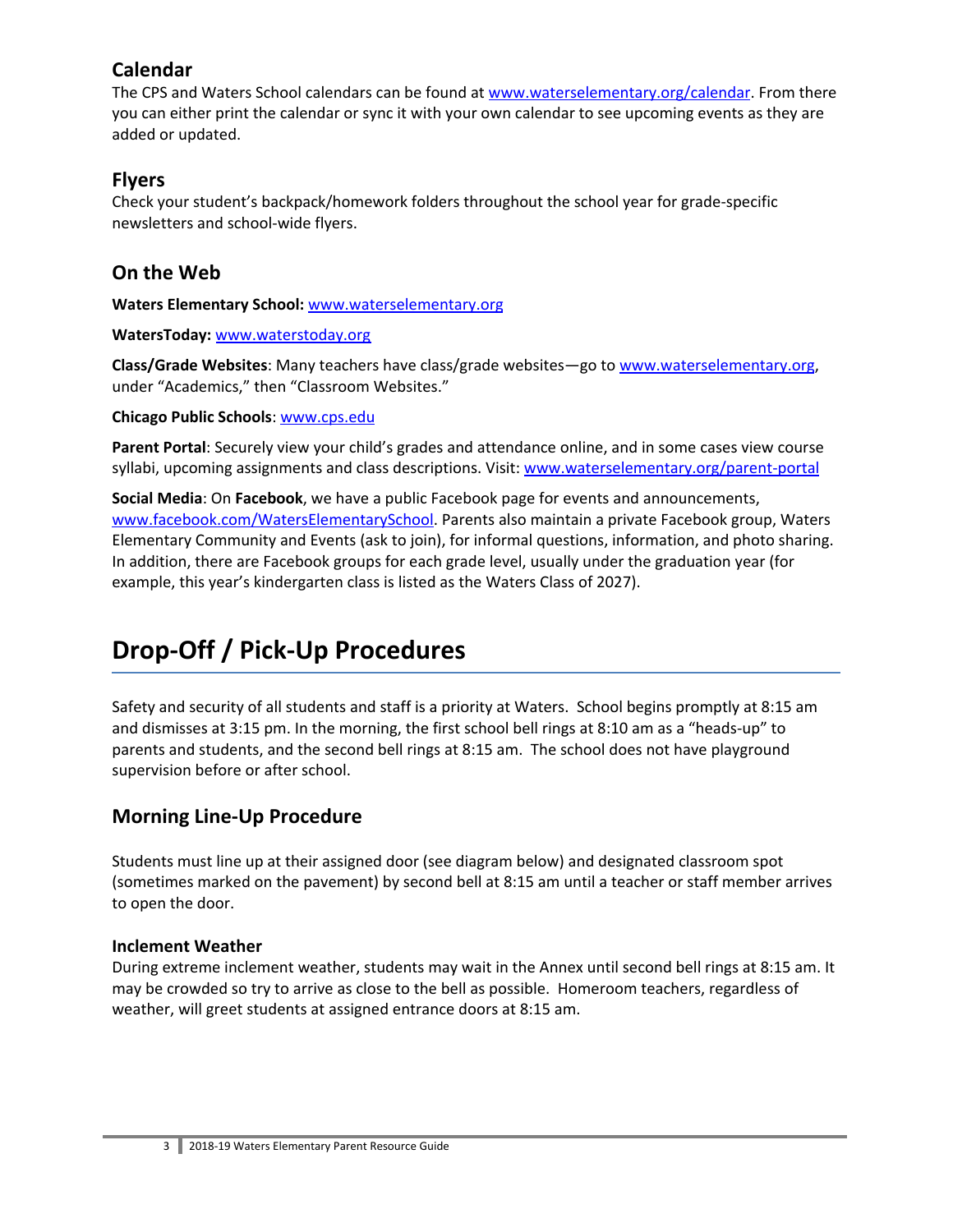## Calendar

The CPS and Waters School calendars can be found at www.waterselementary.org/calendar. From there you can either print the calendar or sync it with your own calendar to see upcoming events as they are added or updated.

## Flyers

Check your student's backpack/homework folders throughout the school year for grade-specific newsletters and school-wide flyers.

## On the Web

**Waters Elementary School:** www.waterselementary.org

**WatersToday:** www.waterstoday.org

**Class/Grade Websites**: Many teachers have class/grade websites—go to www.waterselementary.org, under "Academics," then "Classroom Websites."

**Chicago Public Schools**: www.cps.edu

**Parent Portal**: Securely view your child's grades and attendance online, and in some cases view course syllabi, upcoming assignments and class descriptions. Visit: www.waterselementary.org/parent-portal

**Social Media**: On **Facebook**, we have a public Facebook page for events and announcements, www.facebook.com/WatersElementarySchool. Parents also maintain a private Facebook group, Waters Elementary Community and Events (ask to join), for informal questions, information, and photo sharing. In addition, there are Facebook groups for each grade level, usually under the graduation year (for example, this year's kindergarten class is listed as the Waters Class of 2027).

# Drop-Off / Pick-Up Procedures

Safety and security of all students and staff is a priority at Waters. School begins promptly at 8:15 am and dismisses at 3:15 pm. In the morning, the first school bell rings at 8:10 am as a "heads-up" to parents and students, and the second bell rings at 8:15 am. The school does not have playground supervision before or after school.

## Morning Line-Up Procedure

Students must line up at their assigned door (see diagram below) and designated classroom spot (sometimes marked on the pavement) by second bell at 8:15 am until a teacher or staff member arrives to open the door.

### Inclement Weather

During extreme inclement weather, students may wait in the Annex until second bell rings at 8:15 am. It may be crowded so try to arrive as close to the bell as possible. Homeroom teachers, regardless of weather, will greet students at assigned entrance doors at 8:15 am.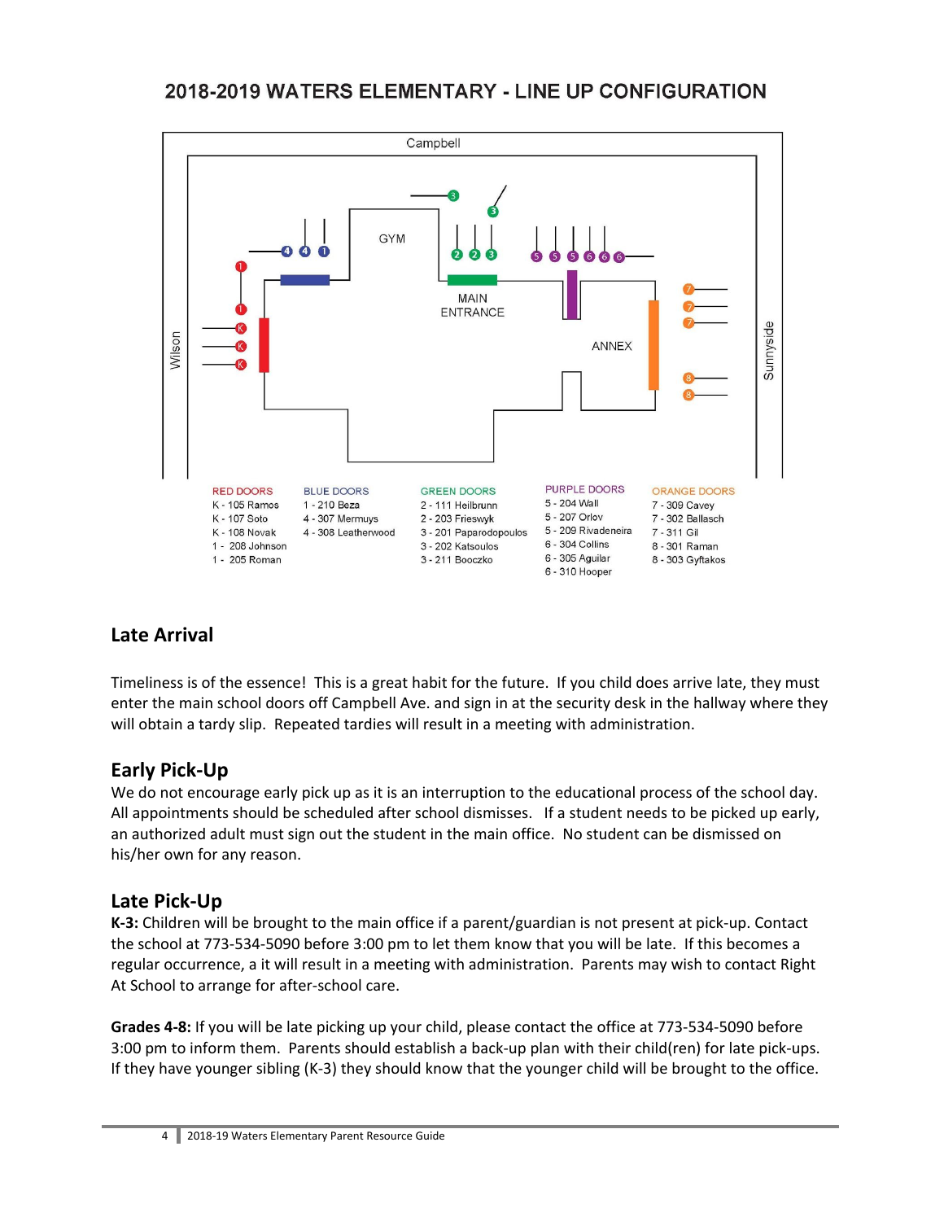## 2018-2019 WATERS ELEMENTARY - LINE UP CONFIGURATION

| RED DOORS | BLUE DOORS | GREEN DOORS | PURPLE DOORS | ORANGE DOORS |
|---|---|---|---|---|
| K - 105 Ramos | 1 - 210 Beza | 2 - 111 Heilbrunn | 5 - 204 Wall | 7 - 309 Cavey |
| K - 107 Soto | 4 - 307 Mermuys | 2 - 203 Frieswyk | 5 - 207 Orlov | 7 - 302 Ballasch |
| K - 108 Novak | 4 - 308 Leatherwood | 3 - 201 Paparodopoulos | 5 - 209 Rivadeneira | 7 - 311 Gil |
| 1 - 208 Johnson | | 3 - 202 Katsoulos | 6 - 304 Collins | 8 - 301 Raman |
| 1 - 205 Roman | | 3 - 211 Booczko | 6 - 305 Aguilar | 8 - 303 Gyftakos |
| | | | 6 - 310 Hooper | |

## Late Arrival

Timeliness is of the essence! This is a great habit for the future. If you child does arrive late, they must enter the main school doors off Campbell Ave. and sign in at the security desk in the hallway where they will obtain a tardy slip. Repeated tardies will result in a meeting with administration.

## Early Pick-Up

We do not encourage early pick up as it is an interruption to the educational process of the school day. All appointments should be scheduled after school dismisses. If a student needs to be picked up early, an authorized adult must sign out the student in the main office. No student can be dismissed on his/her own for any reason.

## Late Pick-Up

**K-3:** Children will be brought to the main office if a parent/guardian is not present at pick-up. Contact the school at 773-534-5090 before 3:00 pm to let them know that you will be late. If this becomes a regular occurrence, a it will result in a meeting with administration. Parents may wish to contact Right At School to arrange for after-school care.

**Grades 4-8:** If you will be late picking up your child, please contact the office at 773-534-5090 before 3:00 pm to inform them. Parents should establish a back-up plan with their child(ren) for late pick-ups. If they have younger sibling (K-3) they should know that the younger child will be brought to the office.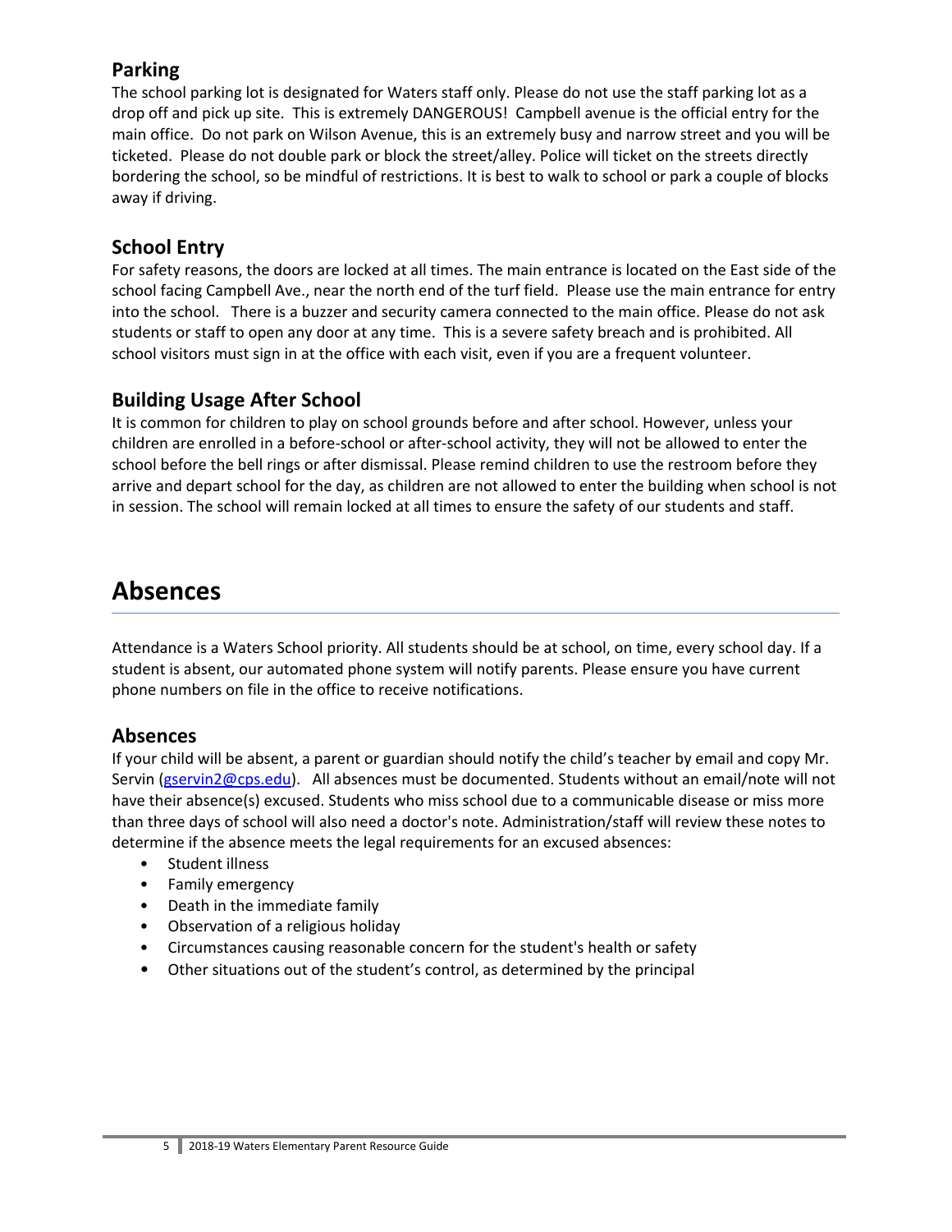### Parking

The school parking lot is designated for Waters staff only. Please do not use the staff parking lot as a drop off and pick up site. This is extremely DANGEROUS! Campbell avenue is the official entry for the main office. Do not park on Wilson Avenue, this is an extremely busy and narrow street and you will be ticketed. Please do not double park or block the street/alley. Police will ticket on the streets directly bordering the school, so be mindful of restrictions. It is best to walk to school or park a couple of blocks away if driving.

### School Entry

For safety reasons, the doors are locked at all times. The main entrance is located on the East side of the school facing Campbell Ave., near the north end of the turf field. Please use the main entrance for entry into the school. There is a buzzer and security camera connected to the main office. Please do not ask students or staff to open any door at any time. This is a severe safety breach and is prohibited. All school visitors must sign in at the office with each visit, even if you are a frequent volunteer.

### Building Usage After School

It is common for children to play on school grounds before and after school. However, unless your children are enrolled in a before-school or after-school activity, they will not be allowed to enter the school before the bell rings or after dismissal. Please remind children to use the restroom before they arrive and depart school for the day, as children are not allowed to enter the building when school is not in session. The school will remain locked at all times to ensure the safety of our students and staff.

## Absences

Attendance is a Waters School priority. All students should be at school, on time, every school day. If a student is absent, our automated phone system will notify parents. Please ensure you have current phone numbers on file in the office to receive notifications.

### Absences

If your child will be absent, a parent or guardian should notify the child's teacher by email and copy Mr. Servin (gservin2@cps.edu). All absences must be documented. Students without an email/note will not have their absence(s) excused. Students who miss school due to a communicable disease or miss more than three days of school will also need a doctor's note. Administration/staff will review these notes to determine if the absence meets the legal requirements for an excused absences:

- Student illness
- Family emergency
- Death in the immediate family
- Observation of a religious holiday
- Circumstances causing reasonable concern for the student's health or safety
- Other situations out of the student's control, as determined by the principal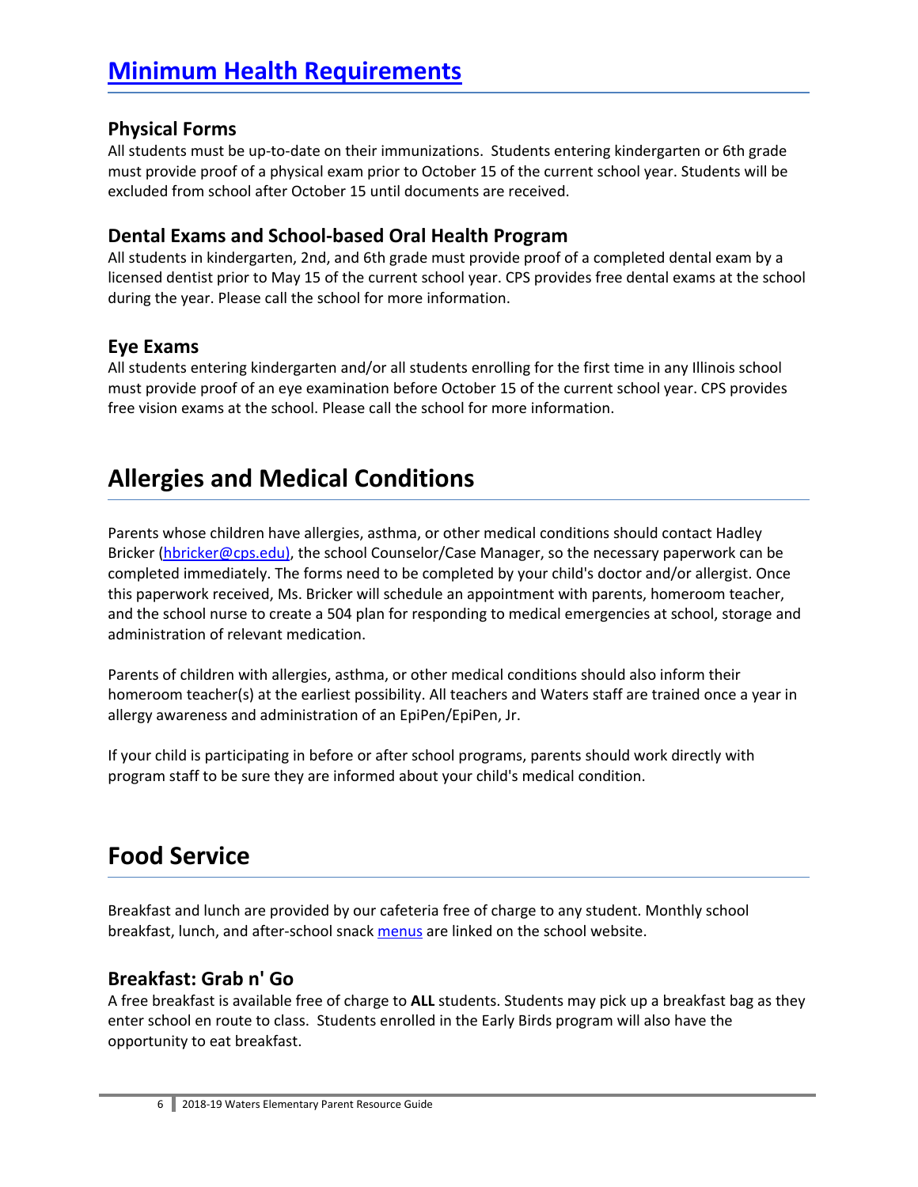# Minimum Health Requirements

### Physical Forms

All students must be up-to-date on their immunizations. Students entering kindergarten or 6th grade must provide proof of a physical exam prior to October 15 of the current school year. Students will be excluded from school after October 15 until documents are received.

### Dental Exams and School-based Oral Health Program

All students in kindergarten, 2nd, and 6th grade must provide proof of a completed dental exam by a licensed dentist prior to May 15 of the current school year. CPS provides free dental exams at the school during the year. Please call the school for more information.

### Eye Exams

All students entering kindergarten and/or all students enrolling for the first time in any Illinois school must provide proof of an eye examination before October 15 of the current school year. CPS provides free vision exams at the school. Please call the school for more information.

# Allergies and Medical Conditions

Parents whose children have allergies, asthma, or other medical conditions should contact Hadley Bricker (hbricker@cps.edu), the school Counselor/Case Manager, so the necessary paperwork can be completed immediately. The forms need to be completed by your child's doctor and/or allergist. Once this paperwork received, Ms. Bricker will schedule an appointment with parents, homeroom teacher, and the school nurse to create a 504 plan for responding to medical emergencies at school, storage and administration of relevant medication.

Parents of children with allergies, asthma, or other medical conditions should also inform their homeroom teacher(s) at the earliest possibility. All teachers and Waters staff are trained once a year in allergy awareness and administration of an EpiPen/EpiPen, Jr.

If your child is participating in before or after school programs, parents should work directly with program staff to be sure they are informed about your child's medical condition.

# Food Service

Breakfast and lunch are provided by our cafeteria free of charge to any student. Monthly school breakfast, lunch, and after-school snack menus are linked on the school website.

### Breakfast: Grab n' Go

A free breakfast is available free of charge to **ALL** students. Students may pick up a breakfast bag as they enter school en route to class. Students enrolled in the Early Birds program will also have the opportunity to eat breakfast.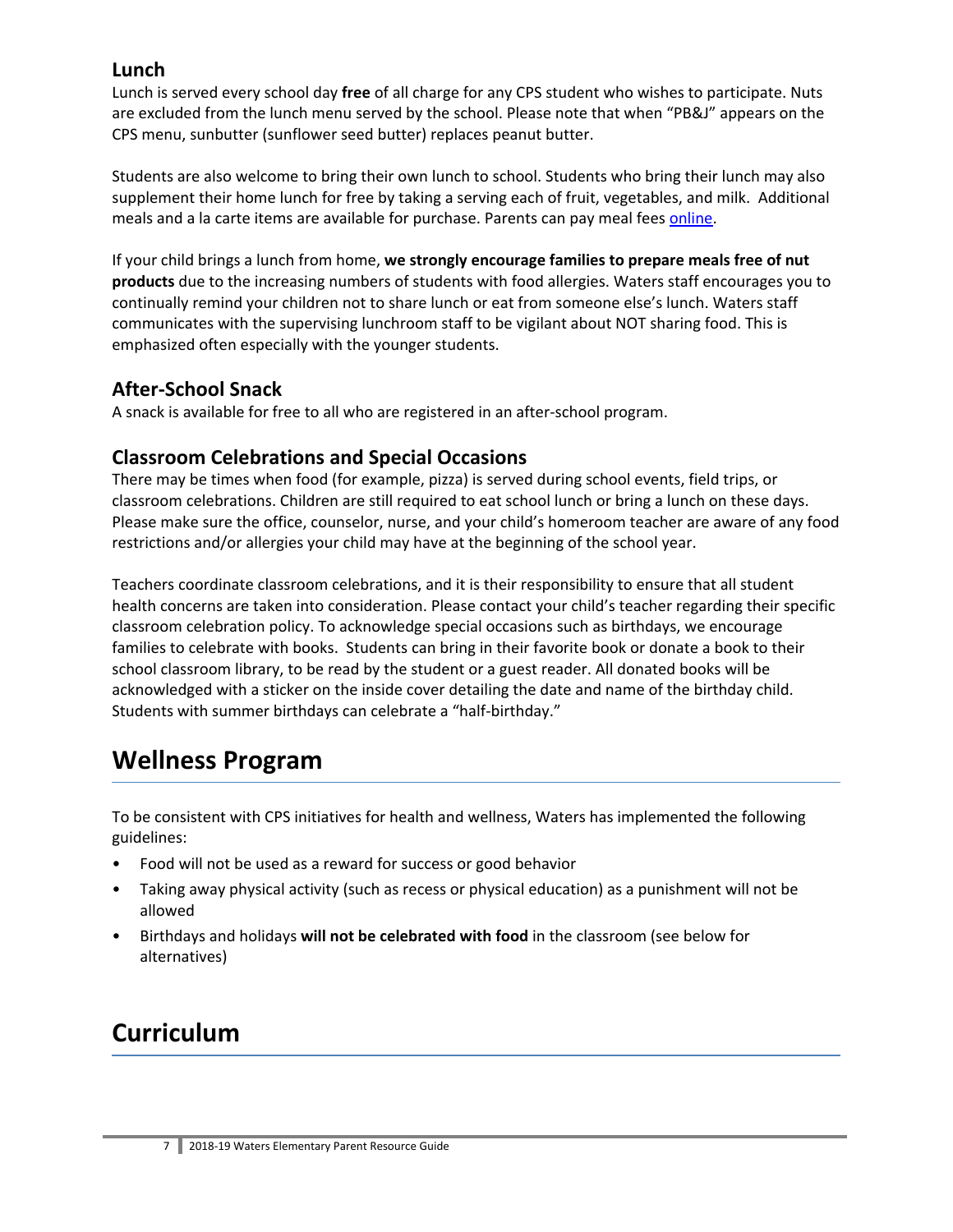### Lunch

Lunch is served every school day **free** of all charge for any CPS student who wishes to participate. Nuts are excluded from the lunch menu served by the school. Please note that when "PB&J" appears on the CPS menu, sunbutter (sunflower seed butter) replaces peanut butter.

Students are also welcome to bring their own lunch to school. Students who bring their lunch may also supplement their home lunch for free by taking a serving each of fruit, vegetables, and milk. Additional meals and a la carte items are available for purchase. Parents can pay meal fees online.

If your child brings a lunch from home, **we strongly encourage families to prepare meals free of nut products** due to the increasing numbers of students with food allergies. Waters staff encourages you to continually remind your children not to share lunch or eat from someone else's lunch. Waters staff communicates with the supervising lunchroom staff to be vigilant about NOT sharing food. This is emphasized often especially with the younger students.

### After-School Snack

A snack is available for free to all who are registered in an after-school program.

### Classroom Celebrations and Special Occasions

There may be times when food (for example, pizza) is served during school events, field trips, or classroom celebrations. Children are still required to eat school lunch or bring a lunch on these days. Please make sure the office, counselor, nurse, and your child's homeroom teacher are aware of any food restrictions and/or allergies your child may have at the beginning of the school year.

Teachers coordinate classroom celebrations, and it is their responsibility to ensure that all student health concerns are taken into consideration. Please contact your child's teacher regarding their specific classroom celebration policy. To acknowledge special occasions such as birthdays, we encourage families to celebrate with books. Students can bring in their favorite book or donate a book to their school classroom library, to be read by the student or a guest reader. All donated books will be acknowledged with a sticker on the inside cover detailing the date and name of the birthday child. Students with summer birthdays can celebrate a "half-birthday."

## Wellness Program

To be consistent with CPS initiatives for health and wellness, Waters has implemented the following guidelines:

- Food will not be used as a reward for success or good behavior
- Taking away physical activity (such as recess or physical education) as a punishment will not be allowed
- Birthdays and holidays **will not be celebrated with food** in the classroom (see below for alternatives)

## Curriculum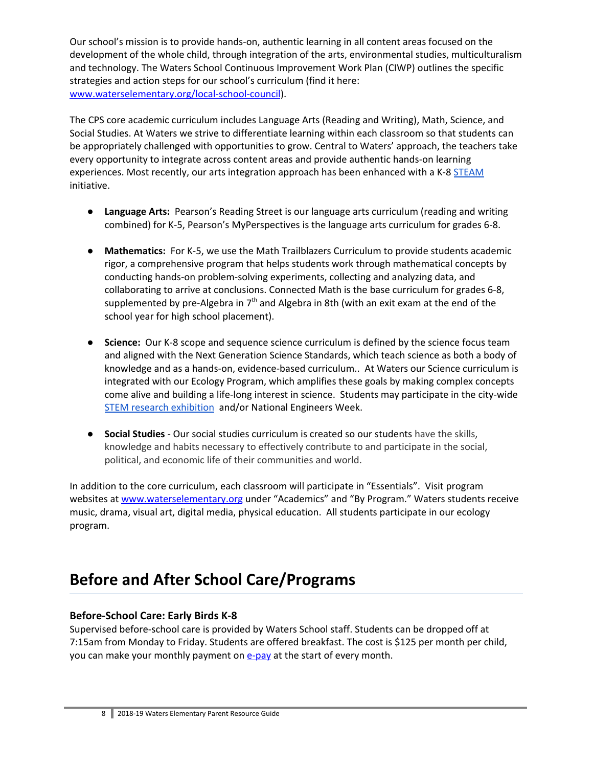Our school's mission is to provide hands-on, authentic learning in all content areas focused on the development of the whole child, through integration of the arts, environmental studies, multiculturalism and technology. The Waters School Continuous Improvement Work Plan (CIWP) outlines the specific strategies and action steps for our school's curriculum (find it here: www.waterselementary.org/local-school-council).

The CPS core academic curriculum includes Language Arts (Reading and Writing), Math, Science, and Social Studies. At Waters we strive to differentiate learning within each classroom so that students can be appropriately challenged with opportunities to grow. Central to Waters' approach, the teachers take every opportunity to integrate across content areas and provide authentic hands-on learning experiences. Most recently, our arts integration approach has been enhanced with a K-8 STEAM initiative.

- **Language Arts:** Pearson's Reading Street is our language arts curriculum (reading and writing combined) for K-5, Pearson's MyPerspectives is the language arts curriculum for grades 6-8.

- **Mathematics:** For K-5, we use the Math Trailblazers Curriculum to provide students academic rigor, a comprehensive program that helps students work through mathematical concepts by conducting hands-on problem-solving experiments, collecting and analyzing data, and collaborating to arrive at conclusions. Connected Math is the base curriculum for grades 6-8, supplemented by pre-Algebra in 7th and Algebra in 8th (with an exit exam at the end of the school year for high school placement).

- **Science:** Our K-8 scope and sequence science curriculum is defined by the science focus team and aligned with the Next Generation Science Standards, which teach science as both a body of knowledge and as a hands-on, evidence-based curriculum.. At Waters our Science curriculum is integrated with our Ecology Program, which amplifies these goals by making complex concepts come alive and building a life-long interest in science. Students may participate in the city-wide STEM research exhibition and/or National Engineers Week.

- **Social Studies** - Our social studies curriculum is created so our students have the skills, knowledge and habits necessary to effectively contribute to and participate in the social, political, and economic life of their communities and world.

In addition to the core curriculum, each classroom will participate in "Essentials". Visit program websites at www.waterselementary.org under "Academics" and "By Program." Waters students receive music, drama, visual art, digital media, physical education. All students participate in our ecology program.

# Before and After School Care/Programs

### Before-School Care: Early Birds K-8

Supervised before-school care is provided by Waters School staff. Students can be dropped off at 7:15am from Monday to Friday. Students are offered breakfast. The cost is $125 per month per child, you can make your monthly payment on e-pay at the start of every month.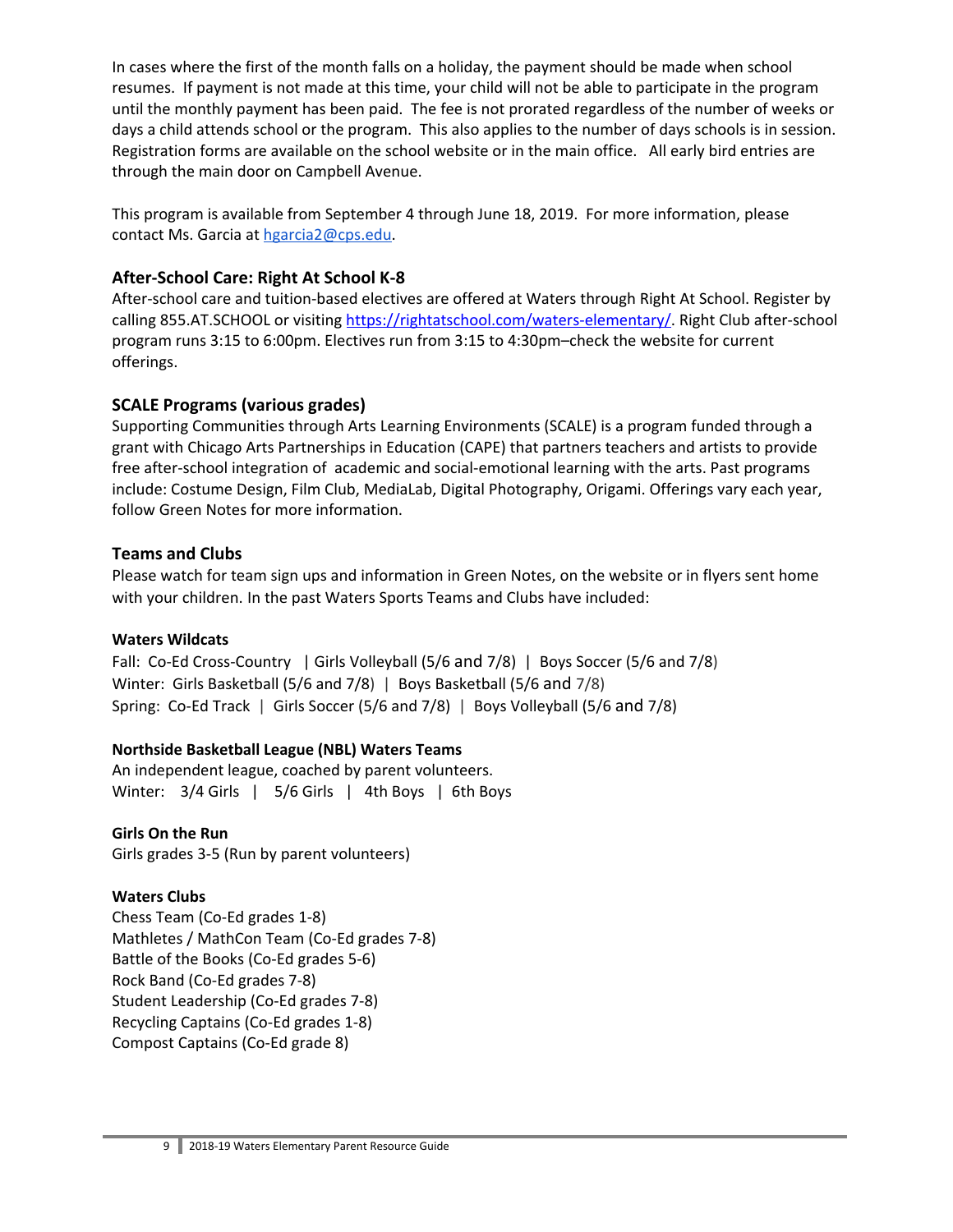In cases where the first of the month falls on a holiday, the payment should be made when school resumes. If payment is not made at this time, your child will not be able to participate in the program until the monthly payment has been paid. The fee is not prorated regardless of the number of weeks or days a child attends school or the program. This also applies to the number of days schools is in session. Registration forms are available on the school website or in the main office. All early bird entries are through the main door on Campbell Avenue.

This program is available from September 4 through June 18, 2019. For more information, please contact Ms. Garcia at hgarcia2@cps.edu.

### After-School Care: Right At School K-8

After-school care and tuition-based electives are offered at Waters through Right At School. Register by calling 855.AT.SCHOOL or visiting https://rightatschool.com/waters-elementary/. Right Club after-school program runs 3:15 to 6:00pm. Electives run from 3:15 to 4:30pm–check the website for current offerings.

### SCALE Programs (various grades)

Supporting Communities through Arts Learning Environments (SCALE) is a program funded through a grant with Chicago Arts Partnerships in Education (CAPE) that partners teachers and artists to provide free after-school integration of academic and social-emotional learning with the arts. Past programs include: Costume Design, Film Club, MediaLab, Digital Photography, Origami. Offerings vary each year, follow Green Notes for more information.

### Teams and Clubs

Please watch for team sign ups and information in Green Notes, on the website or in flyers sent home with your children. In the past Waters Sports Teams and Clubs have included:

**Waters Wildcats**

Fall: Co-Ed Cross-Country | Girls Volleyball (5/6 and 7/8) | Boys Soccer (5/6 and 7/8)
Winter: Girls Basketball (5/6 and 7/8) | Boys Basketball (5/6 and 7/8)
Spring: Co-Ed Track | Girls Soccer (5/6 and 7/8) | Boys Volleyball (5/6 and 7/8)

**Northside Basketball League (NBL) Waters Teams**

An independent league, coached by parent volunteers.
Winter: 3/4 Girls | 5/6 Girls | 4th Boys | 6th Boys

**Girls On the Run**

Girls grades 3-5 (Run by parent volunteers)

**Waters Clubs**

Chess Team (Co-Ed grades 1-8)
Mathletes / MathCon Team (Co-Ed grades 7-8)
Battle of the Books (Co-Ed grades 5-6)
Rock Band (Co-Ed grades 7-8)
Student Leadership (Co-Ed grades 7-8)
Recycling Captains (Co-Ed grades 1-8)
Compost Captains (Co-Ed grade 8)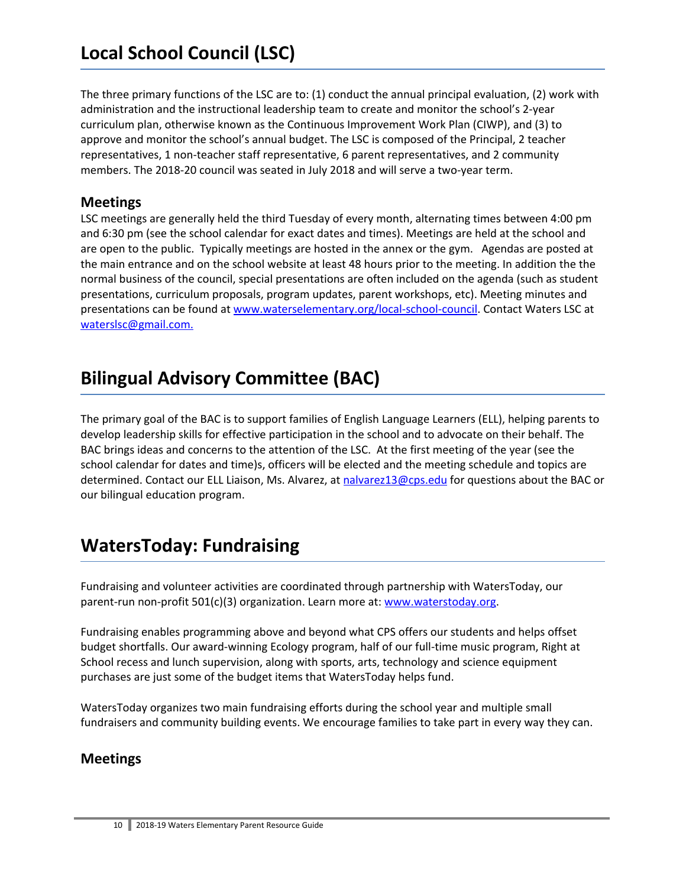# Local School Council (LSC)

The three primary functions of the LSC are to: (1) conduct the annual principal evaluation, (2) work with administration and the instructional leadership team to create and monitor the school's 2-year curriculum plan, otherwise known as the Continuous Improvement Work Plan (CIWP), and (3) to approve and monitor the school's annual budget. The LSC is composed of the Principal, 2 teacher representatives, 1 non-teacher staff representative, 6 parent representatives, and 2 community members. The 2018-20 council was seated in July 2018 and will serve a two-year term.

## Meetings

LSC meetings are generally held the third Tuesday of every month, alternating times between 4:00 pm and 6:30 pm (see the school calendar for exact dates and times). Meetings are held at the school and are open to the public. Typically meetings are hosted in the annex or the gym. Agendas are posted at the main entrance and on the school website at least 48 hours prior to the meeting. In addition the the normal business of the council, special presentations are often included on the agenda (such as student presentations, curriculum proposals, program updates, parent workshops, etc). Meeting minutes and presentations can be found at www.waterselementary.org/local-school-council. Contact Waters LSC at waterslsc@gmail.com.

# Bilingual Advisory Committee (BAC)

The primary goal of the BAC is to support families of English Language Learners (ELL), helping parents to develop leadership skills for effective participation in the school and to advocate on their behalf. The BAC brings ideas and concerns to the attention of the LSC. At the first meeting of the year (see the school calendar for dates and time)s, officers will be elected and the meeting schedule and topics are determined. Contact our ELL Liaison, Ms. Alvarez, at nalvarez13@cps.edu for questions about the BAC or our bilingual education program.

# WatersToday: Fundraising

Fundraising and volunteer activities are coordinated through partnership with WatersToday, our parent-run non-profit 501(c)(3) organization. Learn more at: www.waterstoday.org.

Fundraising enables programming above and beyond what CPS offers our students and helps offset budget shortfalls. Our award-winning Ecology program, half of our full-time music program, Right at School recess and lunch supervision, along with sports, arts, technology and science equipment purchases are just some of the budget items that WatersToday helps fund.

WatersToday organizes two main fundraising efforts during the school year and multiple small fundraisers and community building events. We encourage families to take part in every way they can.

## Meetings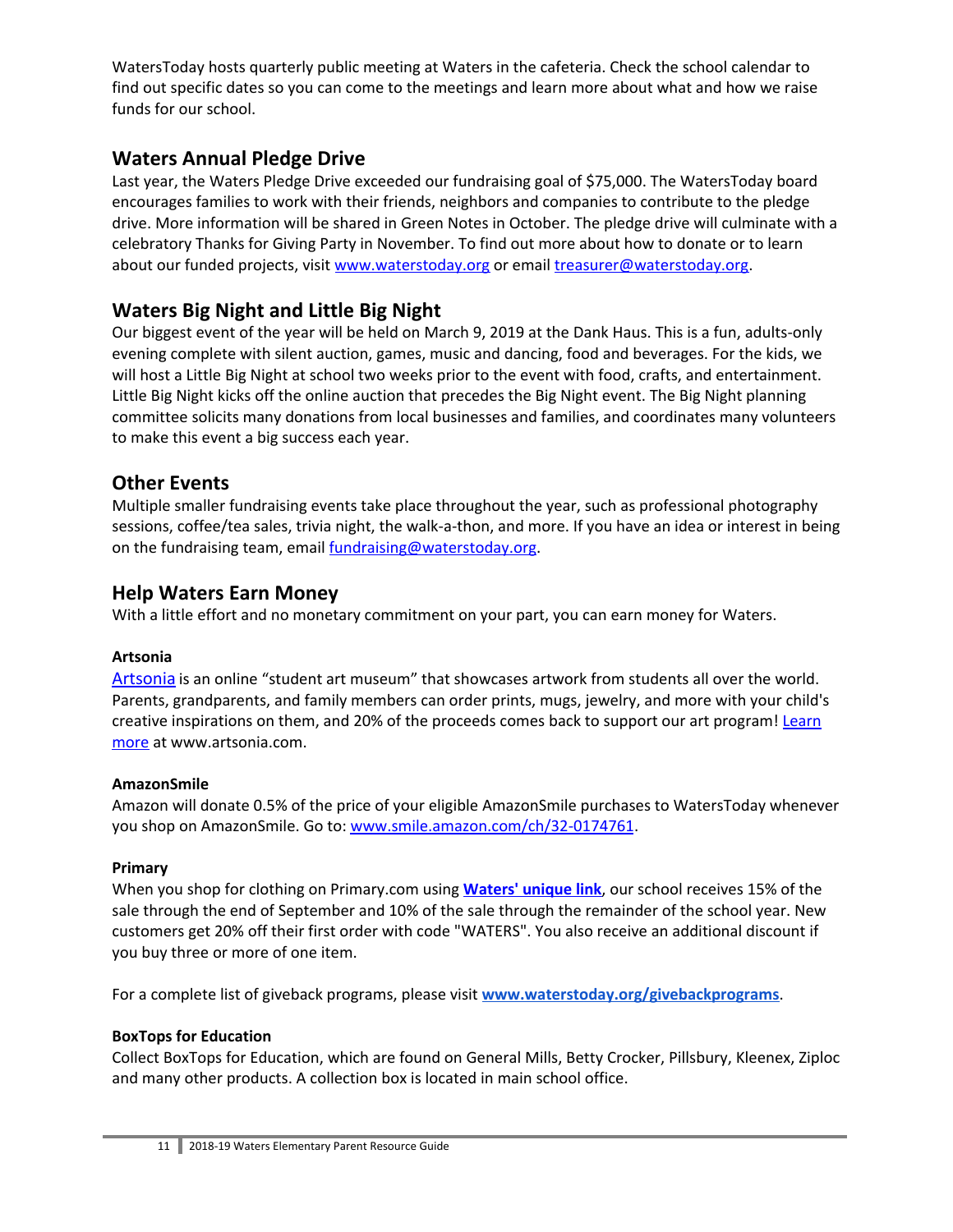WatersToday hosts quarterly public meeting at Waters in the cafeteria. Check the school calendar to find out specific dates so you can come to the meetings and learn more about what and how we raise funds for our school.

## Waters Annual Pledge Drive

Last year, the Waters Pledge Drive exceeded our fundraising goal of $75,000. The WatersToday board encourages families to work with their friends, neighbors and companies to contribute to the pledge drive. More information will be shared in Green Notes in October. The pledge drive will culminate with a celebratory Thanks for Giving Party in November. To find out more about how to donate or to learn about our funded projects, visit www.waterstoday.org or email treasurer@waterstoday.org.

## Waters Big Night and Little Big Night

Our biggest event of the year will be held on March 9, 2019 at the Dank Haus. This is a fun, adults-only evening complete with silent auction, games, music and dancing, food and beverages. For the kids, we will host a Little Big Night at school two weeks prior to the event with food, crafts, and entertainment. Little Big Night kicks off the online auction that precedes the Big Night event. The Big Night planning committee solicits many donations from local businesses and families, and coordinates many volunteers to make this event a big success each year.

## Other Events

Multiple smaller fundraising events take place throughout the year, such as professional photography sessions, coffee/tea sales, trivia night, the walk-a-thon, and more. If you have an idea or interest in being on the fundraising team, email fundraising@waterstoday.org.

## Help Waters Earn Money

With a little effort and no monetary commitment on your part, you can earn money for Waters.

**Artsonia**

Artsonia is an online "student art museum" that showcases artwork from students all over the world. Parents, grandparents, and family members can order prints, mugs, jewelry, and more with your child's creative inspirations on them, and 20% of the proceeds comes back to support our art program! Learn more at www.artsonia.com.

**AmazonSmile**

Amazon will donate 0.5% of the price of your eligible AmazonSmile purchases to WatersToday whenever you shop on AmazonSmile. Go to: www.smile.amazon.com/ch/32-0174761.

**Primary**

When you shop for clothing on Primary.com using **Waters' unique link**, our school receives 15% of the sale through the end of September and 10% of the sale through the remainder of the school year. New customers get 20% off their first order with code "WATERS". You also receive an additional discount if you buy three or more of one item.

For a complete list of giveback programs, please visit **www.waterstoday.org/givebackprograms**.

**BoxTops for Education**

Collect BoxTops for Education, which are found on General Mills, Betty Crocker, Pillsbury, Kleenex, Ziploc and many other products. A collection box is located in main school office.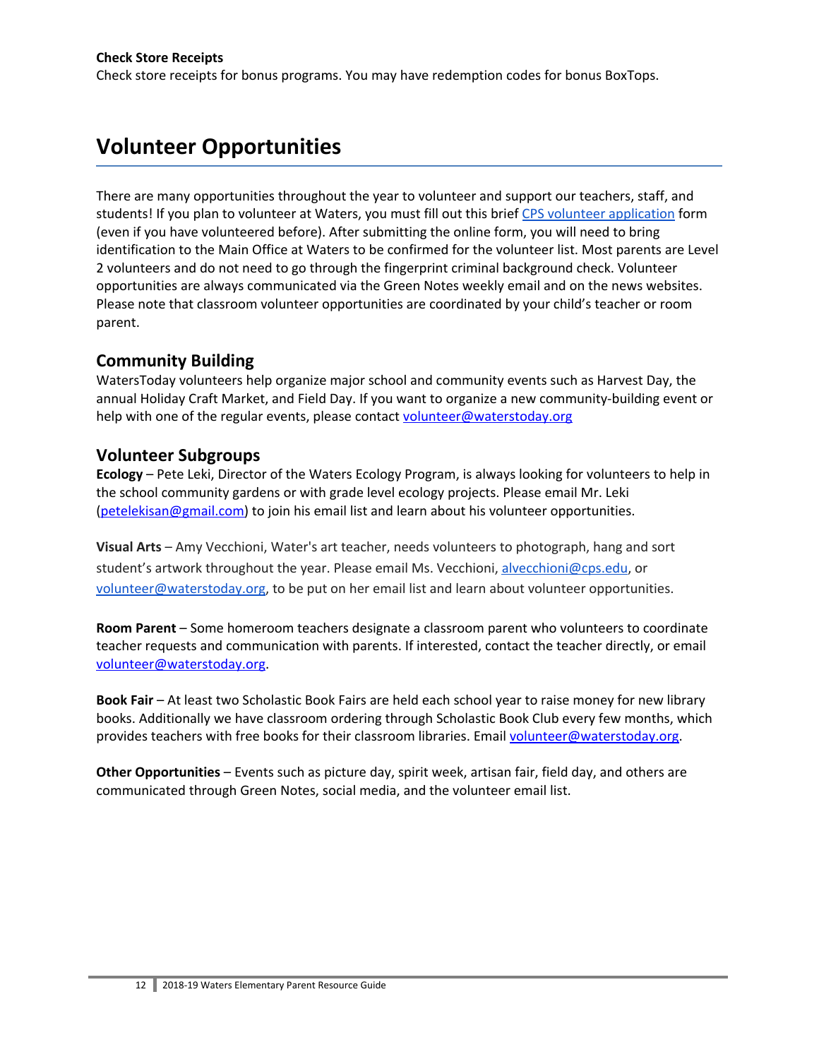**Check Store Receipts**
Check store receipts for bonus programs. You may have redemption codes for bonus BoxTops.

# Volunteer Opportunities

There are many opportunities throughout the year to volunteer and support our teachers, staff, and students! If you plan to volunteer at Waters, you must fill out this brief [CPS volunteer application]() form (even if you have volunteered before). After submitting the online form, you will need to bring identification to the Main Office at Waters to be confirmed for the volunteer list. Most parents are Level 2 volunteers and do not need to go through the fingerprint criminal background check. Volunteer opportunities are always communicated via the Green Notes weekly email and on the news websites. Please note that classroom volunteer opportunities are coordinated by your child's teacher or room parent.

## Community Building

WatersToday volunteers help organize major school and community events such as Harvest Day, the annual Holiday Craft Market, and Field Day. If you want to organize a new community-building event or help with one of the regular events, please contact volunteer@waterstoday.org

## Volunteer Subgroups

**Ecology** – Pete Leki, Director of the Waters Ecology Program, is always looking for volunteers to help in the school community gardens or with grade level ecology projects. Please email Mr. Leki (petelekisan@gmail.com) to join his email list and learn about his volunteer opportunities.

**Visual Arts** – Amy Vecchioni, Water's art teacher, needs volunteers to photograph, hang and sort student's artwork throughout the year. Please email Ms. Vecchioni, alvecchioni@cps.edu, or volunteer@waterstoday.org, to be put on her email list and learn about volunteer opportunities.

**Room Parent** – Some homeroom teachers designate a classroom parent who volunteers to coordinate teacher requests and communication with parents. If interested, contact the teacher directly, or email volunteer@waterstoday.org.

**Book Fair** – At least two Scholastic Book Fairs are held each school year to raise money for new library books. Additionally we have classroom ordering through Scholastic Book Club every few months, which provides teachers with free books for their classroom libraries. Email volunteer@waterstoday.org.

**Other Opportunities** – Events such as picture day, spirit week, artisan fair, field day, and others are communicated through Green Notes, social media, and the volunteer email list.